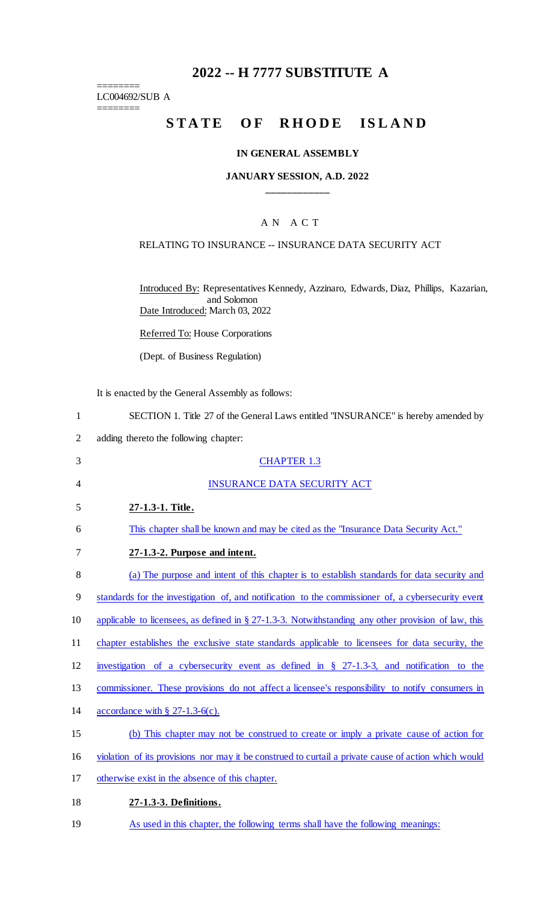# 2022 -- H 7777 SUBSTITUTE A

========
LC004692/SUB A
========

# STATE OF RHODE ISLAND

### IN GENERAL ASSEMBLY

### JANUARY SESSION, A.D. 2022

---

A N A C T

RELATING TO INSURANCE -- INSURANCE DATA SECURITY ACT

Introduced By: Representatives Kennedy, Azzinaro, Edwards, Diaz, Phillips, Kazarian, and Solomon

Date Introduced: March 03, 2022

Referred To: House Corporations

(Dept. of Business Regulation)

It is enacted by the General Assembly as follows:

SECTION 1. Title 27 of the General Laws entitled "INSURANCE" is hereby amended by adding thereto the following chapter:

CHAPTER 1.3

INSURANCE DATA SECURITY ACT

**27-1.3-1. Title.**

This chapter shall be known and may be cited as the "Insurance Data Security Act."

**27-1.3-2. Purpose and intent.**

(a) The purpose and intent of this chapter is to establish standards for data security and standards for the investigation of, and notification to the commissioner of, a cybersecurity event applicable to licensees, as defined in § 27-1.3-3. Notwithstanding any other provision of law, this chapter establishes the exclusive state standards applicable to licensees for data security, the investigation of a cybersecurity event as defined in § 27-1.3-3, and notification to the commissioner. These provisions do not affect a licensee's responsibility to notify consumers in accordance with § 27-1.3-6(c).

(b) This chapter may not be construed to create or imply a private cause of action for violation of its provisions nor may it be construed to curtail a private cause of action which would otherwise exist in the absence of this chapter.

**27-1.3-3. Definitions.**

As used in this chapter, the following terms shall have the following meanings: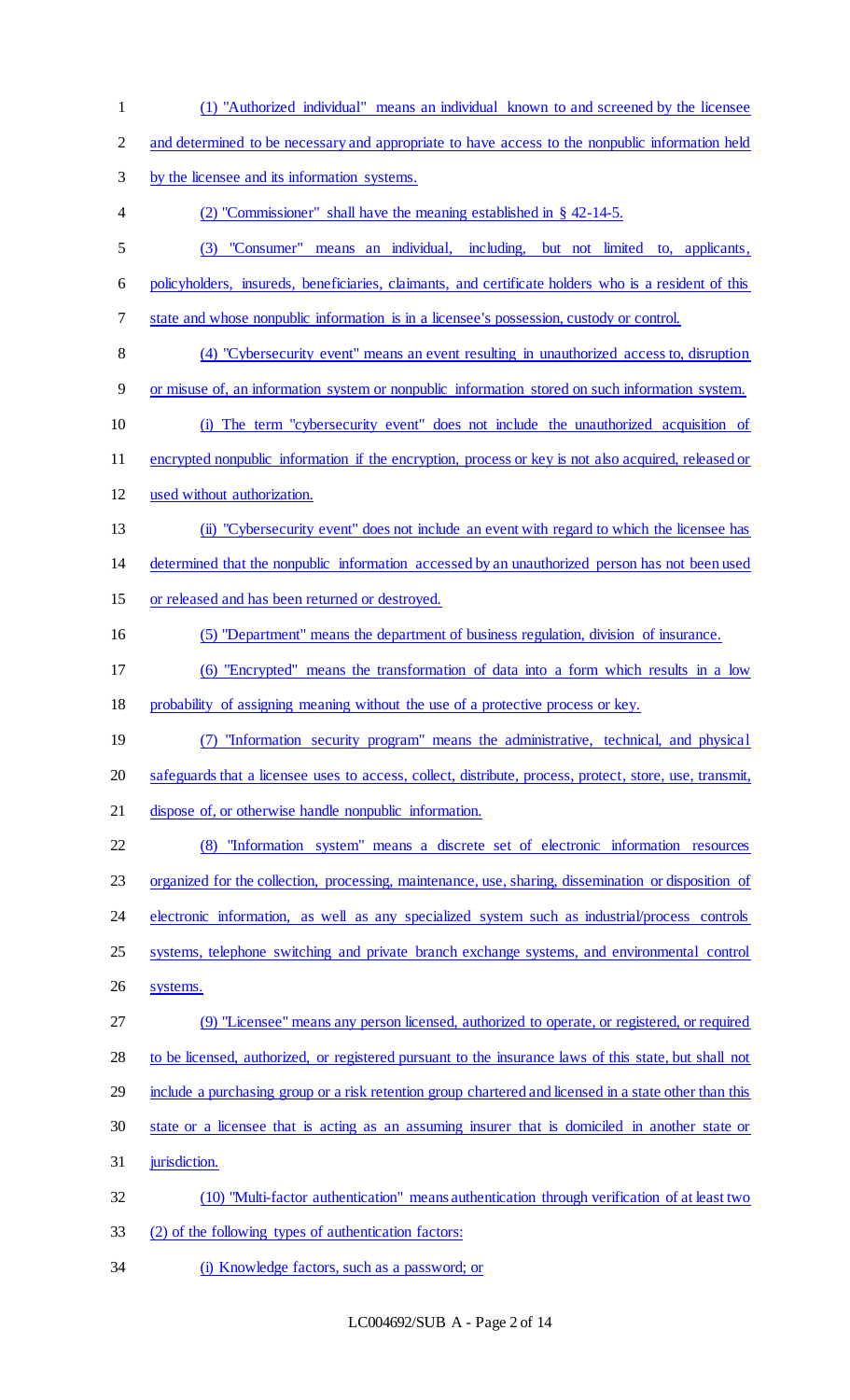(1) "Authorized individual" means an individual known to and screened by the licensee and determined to be necessary and appropriate to have access to the nonpublic information held by the licensee and its information systems.

(2) "Commissioner" shall have the meaning established in § 42-14-5.

(3) "Consumer" means an individual, including, but not limited to, applicants, policyholders, insureds, beneficiaries, claimants, and certificate holders who is a resident of this state and whose nonpublic information is in a licensee's possession, custody or control.

(4) "Cybersecurity event" means an event resulting in unauthorized access to, disruption or misuse of, an information system or nonpublic information stored on such information system.

(i) The term "cybersecurity event" does not include the unauthorized acquisition of encrypted nonpublic information if the encryption, process or key is not also acquired, released or used without authorization.

(ii) "Cybersecurity event" does not include an event with regard to which the licensee has determined that the nonpublic information accessed by an unauthorized person has not been used or released and has been returned or destroyed.

(5) "Department" means the department of business regulation, division of insurance.

(6) "Encrypted" means the transformation of data into a form which results in a low probability of assigning meaning without the use of a protective process or key.

(7) "Information security program" means the administrative, technical, and physical safeguards that a licensee uses to access, collect, distribute, process, protect, store, use, transmit, dispose of, or otherwise handle nonpublic information.

(8) "Information system" means a discrete set of electronic information resources organized for the collection, processing, maintenance, use, sharing, dissemination or disposition of electronic information, as well as any specialized system such as industrial/process controls systems, telephone switching and private branch exchange systems, and environmental control systems.

(9) "Licensee" means any person licensed, authorized to operate, or registered, or required to be licensed, authorized, or registered pursuant to the insurance laws of this state, but shall not include a purchasing group or a risk retention group chartered and licensed in a state other than this state or a licensee that is acting as an assuming insurer that is domiciled in another state or jurisdiction.

(10) "Multi-factor authentication" means authentication through verification of at least two (2) of the following types of authentication factors:

(i) Knowledge factors, such as a password; or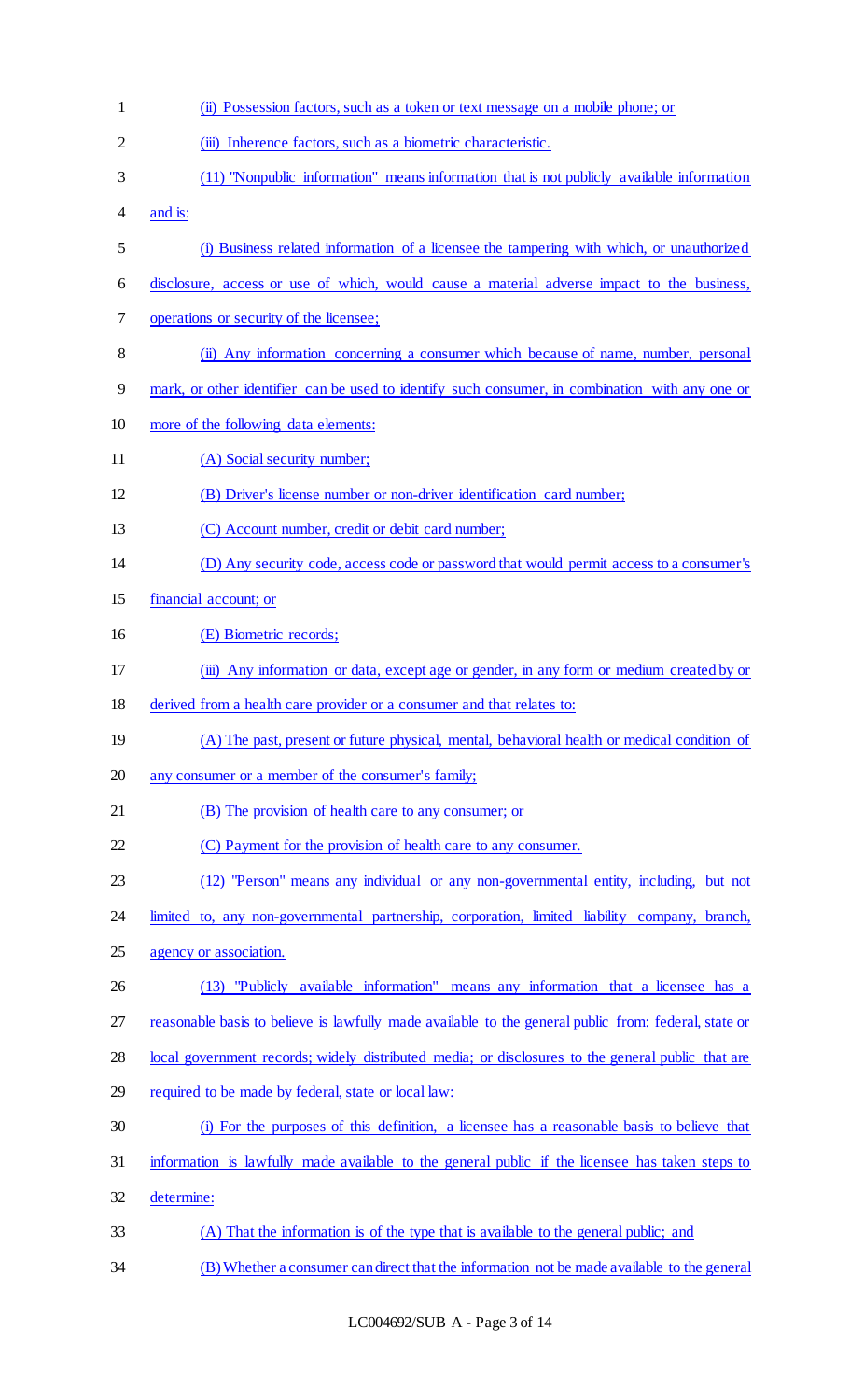(ii) Possession factors, such as a token or text message on a mobile phone; or

(iii) Inherence factors, such as a biometric characteristic.

(11) "Nonpublic information" means information that is not publicly available information and is:

(i) Business related information of a licensee the tampering with which, or unauthorized disclosure, access or use of which, would cause a material adverse impact to the business, operations or security of the licensee;

(ii) Any information concerning a consumer which because of name, number, personal mark, or other identifier can be used to identify such consumer, in combination with any one or more of the following data elements:

(A) Social security number;

(B) Driver's license number or non-driver identification card number;

(C) Account number, credit or debit card number;

(D) Any security code, access code or password that would permit access to a consumer's financial account; or

(E) Biometric records;

(iii) Any information or data, except age or gender, in any form or medium created by or derived from a health care provider or a consumer and that relates to:

(A) The past, present or future physical, mental, behavioral health or medical condition of any consumer or a member of the consumer's family;

(B) The provision of health care to any consumer; or

(C) Payment for the provision of health care to any consumer.

(12) "Person" means any individual or any non-governmental entity, including, but not limited to, any non-governmental partnership, corporation, limited liability company, branch, agency or association.

(13) "Publicly available information" means any information that a licensee has a reasonable basis to believe is lawfully made available to the general public from: federal, state or local government records; widely distributed media; or disclosures to the general public that are required to be made by federal, state or local law:

(i) For the purposes of this definition, a licensee has a reasonable basis to believe that information is lawfully made available to the general public if the licensee has taken steps to determine:

(A) That the information is of the type that is available to the general public; and

(B) Whether a consumer can direct that the information not be made available to the general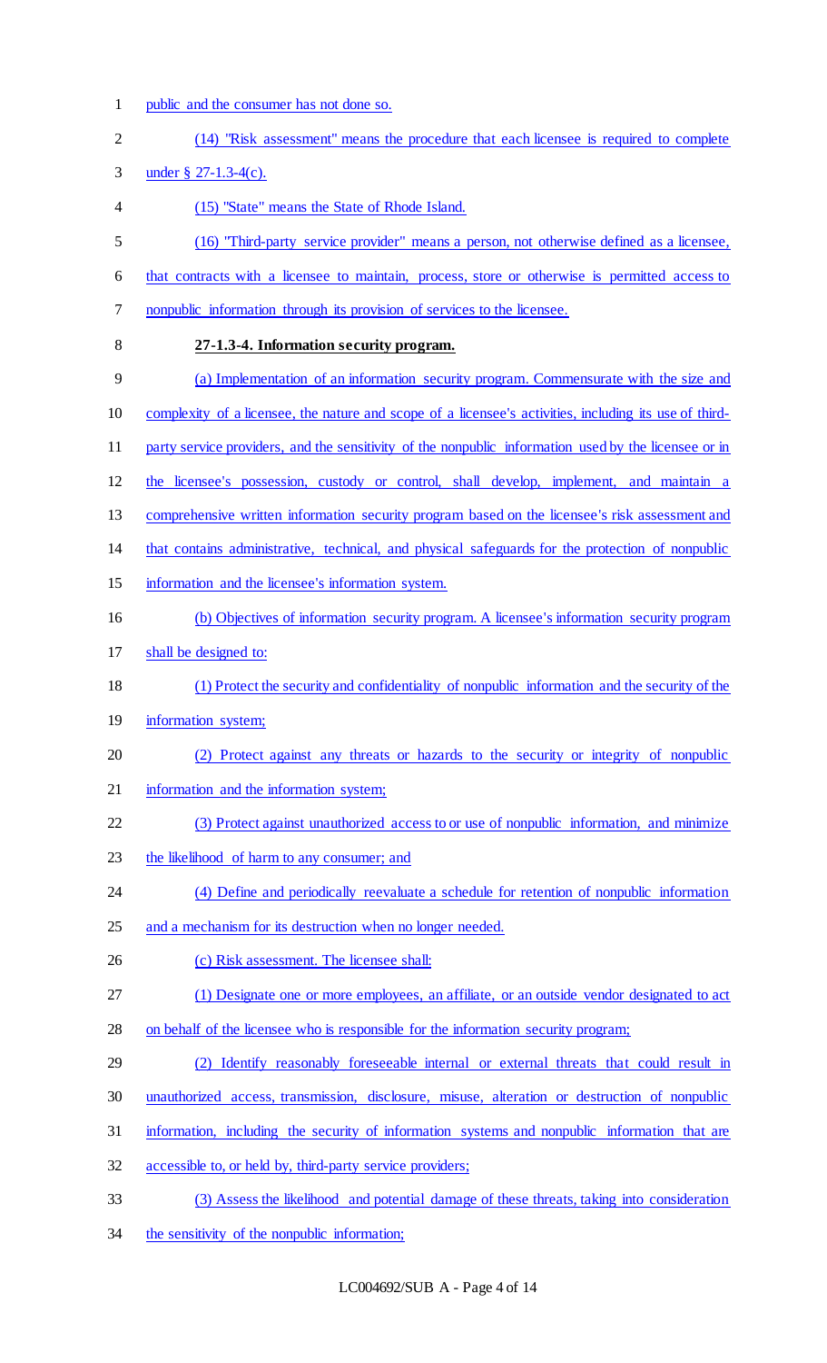public and the consumer has not done so.

(14) "Risk assessment" means the procedure that each licensee is required to complete under § 27-1.3-4(c).

(15) "State" means the State of Rhode Island.

(16) "Third-party service provider" means a person, not otherwise defined as a licensee, that contracts with a licensee to maintain, process, store or otherwise is permitted access to nonpublic information through its provision of services to the licensee.

**27-1.3-4. Information security program.**

(a) Implementation of an information security program. Commensurate with the size and complexity of a licensee, the nature and scope of a licensee's activities, including its use of third-party service providers, and the sensitivity of the nonpublic information used by the licensee or in the licensee's possession, custody or control, shall develop, implement, and maintain a comprehensive written information security program based on the licensee's risk assessment and that contains administrative, technical, and physical safeguards for the protection of nonpublic information and the licensee's information system.

(b) Objectives of information security program. A licensee's information security program shall be designed to:

(1) Protect the security and confidentiality of nonpublic information and the security of the information system;

(2) Protect against any threats or hazards to the security or integrity of nonpublic information and the information system;

(3) Protect against unauthorized access to or use of nonpublic information, and minimize the likelihood of harm to any consumer; and

(4) Define and periodically reevaluate a schedule for retention of nonpublic information and a mechanism for its destruction when no longer needed.

(c) Risk assessment. The licensee shall:

(1) Designate one or more employees, an affiliate, or an outside vendor designated to act on behalf of the licensee who is responsible for the information security program;

(2) Identify reasonably foreseeable internal or external threats that could result in unauthorized access, transmission, disclosure, misuse, alteration or destruction of nonpublic information, including the security of information systems and nonpublic information that are accessible to, or held by, third-party service providers;

(3) Assess the likelihood and potential damage of these threats, taking into consideration the sensitivity of the nonpublic information;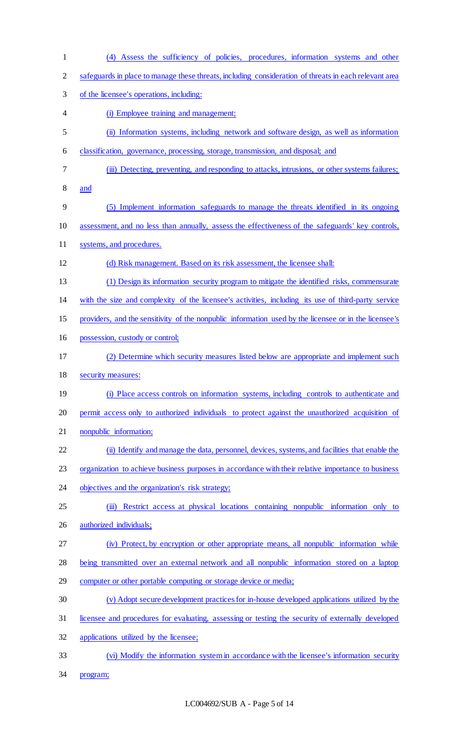(4) Assess the sufficiency of policies, procedures, information systems and other safeguards in place to manage these threats, including consideration of threats in each relevant area of the licensee's operations, including:

(i) Employee training and management;

(ii) Information systems, including network and software design, as well as information classification, governance, processing, storage, transmission, and disposal; and

(iii) Detecting, preventing, and responding to attacks, intrusions, or other systems failures; and

(5) Implement information safeguards to manage the threats identified in its ongoing assessment, and no less than annually, assess the effectiveness of the safeguards' key controls, systems, and procedures.

(d) Risk management. Based on its risk assessment, the licensee shall:

(1) Design its information security program to mitigate the identified risks, commensurate with the size and complexity of the licensee's activities, including its use of third-party service providers, and the sensitivity of the nonpublic information used by the licensee or in the licensee's possession, custody or control;

(2) Determine which security measures listed below are appropriate and implement such security measures:

(i) Place access controls on information systems, including controls to authenticate and permit access only to authorized individuals to protect against the unauthorized acquisition of nonpublic information;

(ii) Identify and manage the data, personnel, devices, systems, and facilities that enable the organization to achieve business purposes in accordance with their relative importance to business objectives and the organization's risk strategy;

(iii) Restrict access at physical locations containing nonpublic information only to authorized individuals;

(iv) Protect, by encryption or other appropriate means, all nonpublic information while being transmitted over an external network and all nonpublic information stored on a laptop computer or other portable computing or storage device or media;

(v) Adopt secure development practices for in-house developed applications utilized by the licensee and procedures for evaluating, assessing or testing the security of externally developed applications utilized by the licensee;

(vi) Modify the information system in accordance with the licensee's information security program;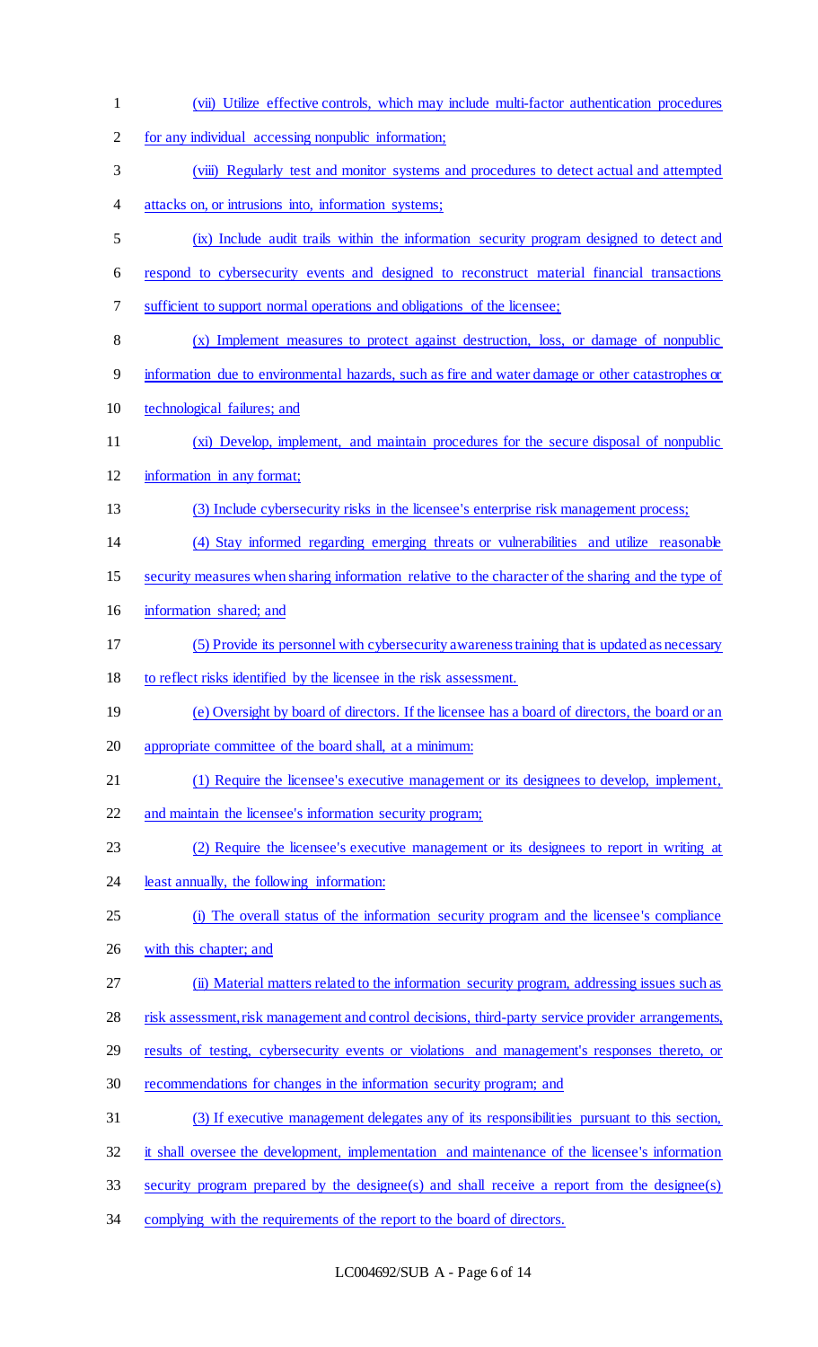(vii) Utilize effective controls, which may include multi-factor authentication procedures for any individual accessing nonpublic information;

(viii) Regularly test and monitor systems and procedures to detect actual and attempted attacks on, or intrusions into, information systems;

(ix) Include audit trails within the information security program designed to detect and respond to cybersecurity events and designed to reconstruct material financial transactions sufficient to support normal operations and obligations of the licensee;

(x) Implement measures to protect against destruction, loss, or damage of nonpublic information due to environmental hazards, such as fire and water damage or other catastrophes or technological failures; and

(xi) Develop, implement, and maintain procedures for the secure disposal of nonpublic information in any format;

(3) Include cybersecurity risks in the licensee's enterprise risk management process;

(4) Stay informed regarding emerging threats or vulnerabilities and utilize reasonable security measures when sharing information relative to the character of the sharing and the type of information shared; and

(5) Provide its personnel with cybersecurity awareness training that is updated as necessary to reflect risks identified by the licensee in the risk assessment.

(e) Oversight by board of directors. If the licensee has a board of directors, the board or an appropriate committee of the board shall, at a minimum:

(1) Require the licensee's executive management or its designees to develop, implement, and maintain the licensee's information security program;

(2) Require the licensee's executive management or its designees to report in writing at least annually, the following information:

(i) The overall status of the information security program and the licensee's compliance with this chapter; and

(ii) Material matters related to the information security program, addressing issues such as risk assessment, risk management and control decisions, third-party service provider arrangements, results of testing, cybersecurity events or violations and management's responses thereto, or recommendations for changes in the information security program; and

(3) If executive management delegates any of its responsibilities pursuant to this section, it shall oversee the development, implementation and maintenance of the licensee's information security program prepared by the designee(s) and shall receive a report from the designee(s) complying with the requirements of the report to the board of directors.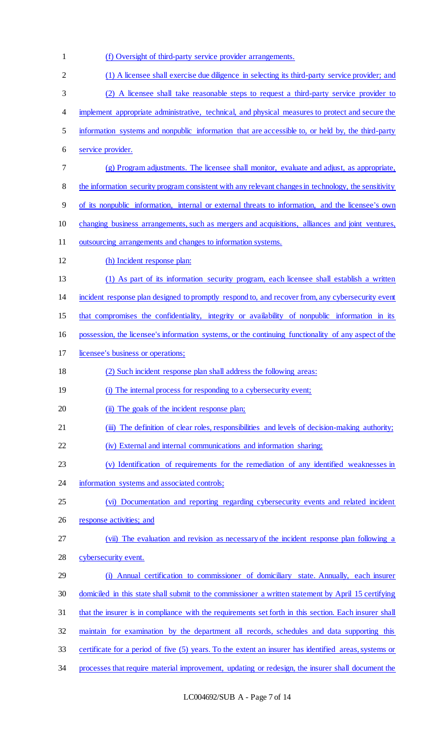(f) Oversight of third-party service provider arrangements.

(1) A licensee shall exercise due diligence in selecting its third-party service provider; and

(2) A licensee shall take reasonable steps to request a third-party service provider to implement appropriate administrative, technical, and physical measures to protect and secure the information systems and nonpublic information that are accessible to, or held by, the third-party service provider.

(g) Program adjustments. The licensee shall monitor, evaluate and adjust, as appropriate, the information security program consistent with any relevant changes in technology, the sensitivity of its nonpublic information, internal or external threats to information, and the licensee's own changing business arrangements, such as mergers and acquisitions, alliances and joint ventures, outsourcing arrangements and changes to information systems.

(h) Incident response plan:

(1) As part of its information security program, each licensee shall establish a written incident response plan designed to promptly respond to, and recover from, any cybersecurity event that compromises the confidentiality, integrity or availability of nonpublic information in its possession, the licensee's information systems, or the continuing functionality of any aspect of the licensee's business or operations;

(2) Such incident response plan shall address the following areas:

(i) The internal process for responding to a cybersecurity event;

(ii) The goals of the incident response plan;

(iii) The definition of clear roles, responsibilities and levels of decision-making authority;

(iv) External and internal communications and information sharing;

(v) Identification of requirements for the remediation of any identified weaknesses in information systems and associated controls;

(vi) Documentation and reporting regarding cybersecurity events and related incident response activities; and

(vii) The evaluation and revision as necessary of the incident response plan following a cybersecurity event.

(i) Annual certification to commissioner of domiciliary state. Annually, each insurer domiciled in this state shall submit to the commissioner a written statement by April 15 certifying that the insurer is in compliance with the requirements set forth in this section. Each insurer shall maintain for examination by the department all records, schedules and data supporting this certificate for a period of five (5) years. To the extent an insurer has identified areas, systems or processes that require material improvement, updating or redesign, the insurer shall document the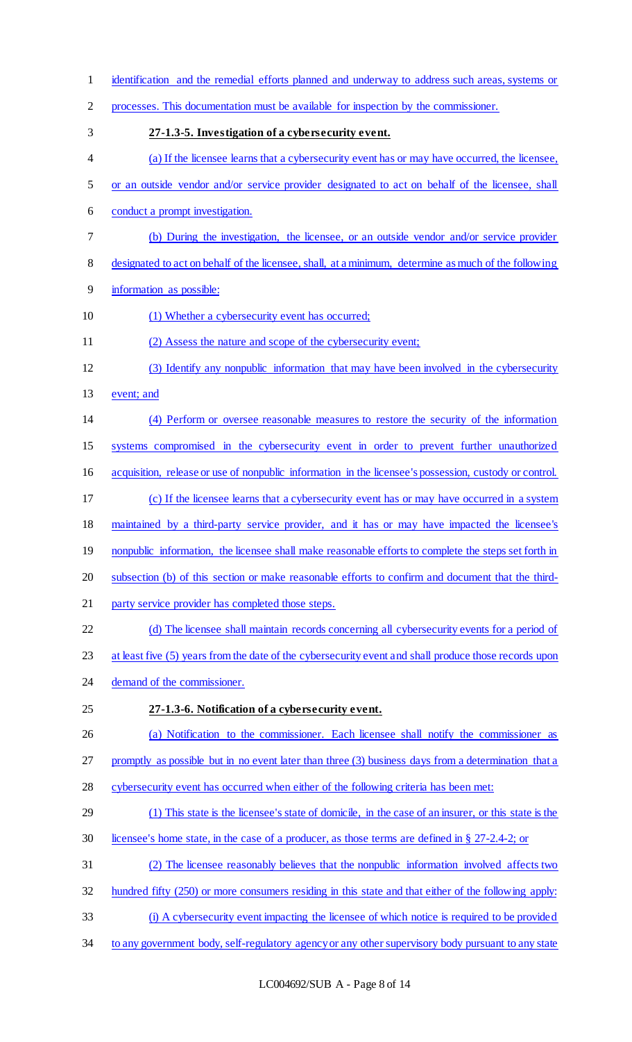identification and the remedial efforts planned and underway to address such areas, systems or processes. This documentation must be available for inspection by the commissioner.

**27-1.3-5. Investigation of a cybersecurity event.**

(a) If the licensee learns that a cybersecurity event has or may have occurred, the licensee, or an outside vendor and/or service provider designated to act on behalf of the licensee, shall conduct a prompt investigation.

(b) During the investigation, the licensee, or an outside vendor and/or service provider designated to act on behalf of the licensee, shall, at a minimum, determine as much of the following information as possible:

(1) Whether a cybersecurity event has occurred;

(2) Assess the nature and scope of the cybersecurity event;

(3) Identify any nonpublic information that may have been involved in the cybersecurity event; and

(4) Perform or oversee reasonable measures to restore the security of the information systems compromised in the cybersecurity event in order to prevent further unauthorized acquisition, release or use of nonpublic information in the licensee's possession, custody or control.

(c) If the licensee learns that a cybersecurity event has or may have occurred in a system maintained by a third-party service provider, and it has or may have impacted the licensee's nonpublic information, the licensee shall make reasonable efforts to complete the steps set forth in subsection (b) of this section or make reasonable efforts to confirm and document that the third-party service provider has completed those steps.

(d) The licensee shall maintain records concerning all cybersecurity events for a period of at least five (5) years from the date of the cybersecurity event and shall produce those records upon demand of the commissioner.

**27-1.3-6. Notification of a cybersecurity event.**

(a) Notification to the commissioner. Each licensee shall notify the commissioner as promptly as possible but in no event later than three (3) business days from a determination that a cybersecurity event has occurred when either of the following criteria has been met:

(1) This state is the licensee's state of domicile, in the case of an insurer, or this state is the licensee's home state, in the case of a producer, as those terms are defined in § 27-2.4-2; or

(2) The licensee reasonably believes that the nonpublic information involved affects two hundred fifty (250) or more consumers residing in this state and that either of the following apply:

(i) A cybersecurity event impacting the licensee of which notice is required to be provided to any government body, self-regulatory agency or any other supervisory body pursuant to any state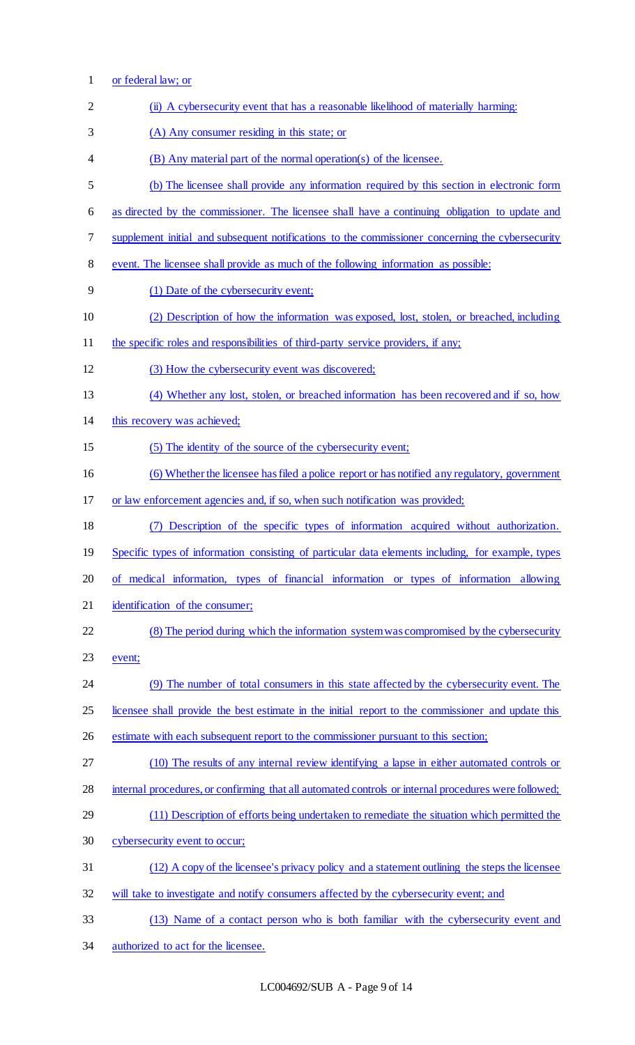or federal law; or

(ii) A cybersecurity event that has a reasonable likelihood of materially harming:

(A) Any consumer residing in this state; or

(B) Any material part of the normal operation(s) of the licensee.

(b) The licensee shall provide any information required by this section in electronic form as directed by the commissioner. The licensee shall have a continuing obligation to update and supplement initial and subsequent notifications to the commissioner concerning the cybersecurity event. The licensee shall provide as much of the following information as possible:

(1) Date of the cybersecurity event;

(2) Description of how the information was exposed, lost, stolen, or breached, including the specific roles and responsibilities of third-party service providers, if any;

(3) How the cybersecurity event was discovered;

(4) Whether any lost, stolen, or breached information has been recovered and if so, how this recovery was achieved;

(5) The identity of the source of the cybersecurity event;

(6) Whether the licensee has filed a police report or has notified any regulatory, government or law enforcement agencies and, if so, when such notification was provided;

(7) Description of the specific types of information acquired without authorization. Specific types of information consisting of particular data elements including, for example, types of medical information, types of financial information or types of information allowing identification of the consumer;

(8) The period during which the information system was compromised by the cybersecurity event;

(9) The number of total consumers in this state affected by the cybersecurity event. The licensee shall provide the best estimate in the initial report to the commissioner and update this estimate with each subsequent report to the commissioner pursuant to this section;

(10) The results of any internal review identifying a lapse in either automated controls or internal procedures, or confirming that all automated controls or internal procedures were followed;

(11) Description of efforts being undertaken to remediate the situation which permitted the cybersecurity event to occur;

(12) A copy of the licensee's privacy policy and a statement outlining the steps the licensee will take to investigate and notify consumers affected by the cybersecurity event; and

(13) Name of a contact person who is both familiar with the cybersecurity event and authorized to act for the licensee.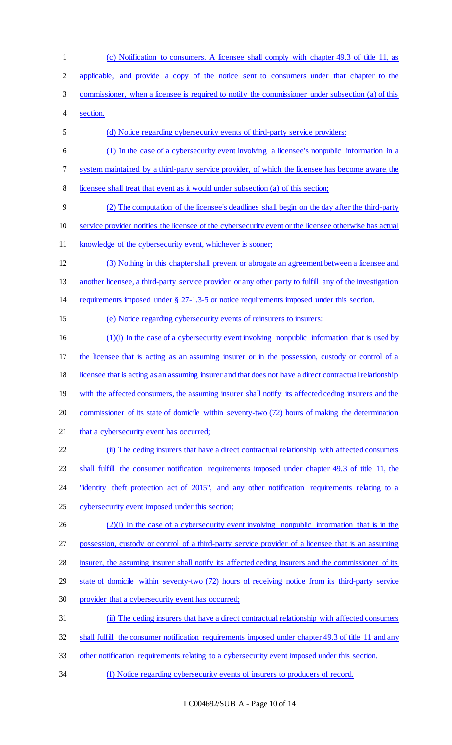(c) Notification to consumers. A licensee shall comply with chapter 49.3 of title 11, as applicable, and provide a copy of the notice sent to consumers under that chapter to the commissioner, when a licensee is required to notify the commissioner under subsection (a) of this section.

(d) Notice regarding cybersecurity events of third-party service providers:

(1) In the case of a cybersecurity event involving a licensee's nonpublic information in a system maintained by a third-party service provider, of which the licensee has become aware, the licensee shall treat that event as it would under subsection (a) of this section;

(2) The computation of the licensee's deadlines shall begin on the day after the third-party service provider notifies the licensee of the cybersecurity event or the licensee otherwise has actual knowledge of the cybersecurity event, whichever is sooner;

(3) Nothing in this chapter shall prevent or abrogate an agreement between a licensee and another licensee, a third-party service provider or any other party to fulfill any of the investigation requirements imposed under § 27-1.3-5 or notice requirements imposed under this section.

(e) Notice regarding cybersecurity events of reinsurers to insurers:

(1)(i) In the case of a cybersecurity event involving nonpublic information that is used by the licensee that is acting as an assuming insurer or in the possession, custody or control of a licensee that is acting as an assuming insurer and that does not have a direct contractual relationship with the affected consumers, the assuming insurer shall notify its affected ceding insurers and the commissioner of its state of domicile within seventy-two (72) hours of making the determination that a cybersecurity event has occurred;

(ii) The ceding insurers that have a direct contractual relationship with affected consumers shall fulfill the consumer notification requirements imposed under chapter 49.3 of title 11, the "identity theft protection act of 2015", and any other notification requirements relating to a cybersecurity event imposed under this section;

(2)(i) In the case of a cybersecurity event involving nonpublic information that is in the possession, custody or control of a third-party service provider of a licensee that is an assuming insurer, the assuming insurer shall notify its affected ceding insurers and the commissioner of its state of domicile within seventy-two (72) hours of receiving notice from its third-party service provider that a cybersecurity event has occurred;

(ii) The ceding insurers that have a direct contractual relationship with affected consumers shall fulfill the consumer notification requirements imposed under chapter 49.3 of title 11 and any other notification requirements relating to a cybersecurity event imposed under this section.

(f) Notice regarding cybersecurity events of insurers to producers of record.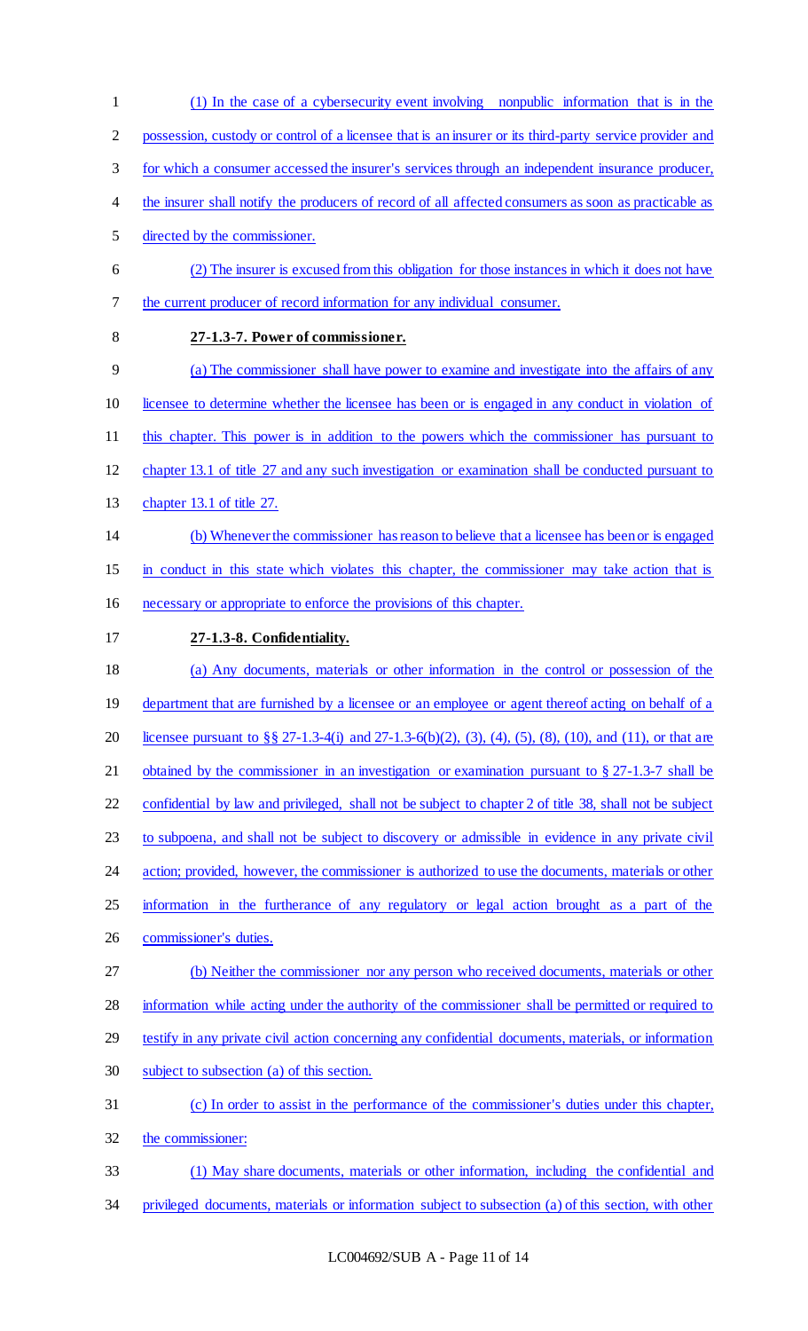(1) In the case of a cybersecurity event involving nonpublic information that is in the possession, custody or control of a licensee that is an insurer or its third-party service provider and for which a consumer accessed the insurer's services through an independent insurance producer, the insurer shall notify the producers of record of all affected consumers as soon as practicable as directed by the commissioner.

(2) The insurer is excused from this obligation for those instances in which it does not have the current producer of record information for any individual consumer.

**27-1.3-7. Power of commissioner.**

(a) The commissioner shall have power to examine and investigate into the affairs of any licensee to determine whether the licensee has been or is engaged in any conduct in violation of this chapter. This power is in addition to the powers which the commissioner has pursuant to chapter 13.1 of title 27 and any such investigation or examination shall be conducted pursuant to chapter 13.1 of title 27.

(b) Whenever the commissioner has reason to believe that a licensee has been or is engaged in conduct in this state which violates this chapter, the commissioner may take action that is necessary or appropriate to enforce the provisions of this chapter.

**27-1.3-8. Confidentiality.**

(a) Any documents, materials or other information in the control or possession of the department that are furnished by a licensee or an employee or agent thereof acting on behalf of a licensee pursuant to §§ 27-1.3-4(i) and 27-1.3-6(b)(2), (3), (4), (5), (8), (10), and (11), or that are obtained by the commissioner in an investigation or examination pursuant to § 27-1.3-7 shall be confidential by law and privileged, shall not be subject to chapter 2 of title 38, shall not be subject to subpoena, and shall not be subject to discovery or admissible in evidence in any private civil action; provided, however, the commissioner is authorized to use the documents, materials or other information in the furtherance of any regulatory or legal action brought as a part of the commissioner's duties.

(b) Neither the commissioner nor any person who received documents, materials or other information while acting under the authority of the commissioner shall be permitted or required to testify in any private civil action concerning any confidential documents, materials, or information subject to subsection (a) of this section.

(c) In order to assist in the performance of the commissioner's duties under this chapter, the commissioner:

(1) May share documents, materials or other information, including the confidential and privileged documents, materials or information subject to subsection (a) of this section, with other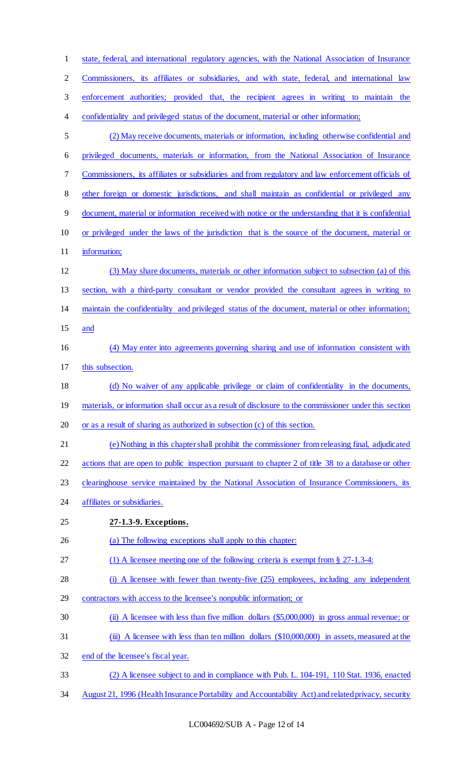state, federal, and international regulatory agencies, with the National Association of Insurance Commissioners, its affiliates or subsidiaries, and with state, federal, and international law enforcement authorities; provided that, the recipient agrees in writing to maintain the confidentiality and privileged status of the document, material or other information;

(2) May receive documents, materials or information, including otherwise confidential and privileged documents, materials or information, from the National Association of Insurance Commissioners, its affiliates or subsidiaries and from regulatory and law enforcement officials of other foreign or domestic jurisdictions, and shall maintain as confidential or privileged any document, material or information received with notice or the understanding that it is confidential or privileged under the laws of the jurisdiction that is the source of the document, material or information;

(3) May share documents, materials or other information subject to subsection (a) of this section, with a third-party consultant or vendor provided the consultant agrees in writing to maintain the confidentiality and privileged status of the document, material or other information; and

(4) May enter into agreements governing sharing and use of information consistent with this subsection.

(d) No waiver of any applicable privilege or claim of confidentiality in the documents, materials, or information shall occur as a result of disclosure to the commissioner under this section or as a result of sharing as authorized in subsection (c) of this section.

(e) Nothing in this chapter shall prohibit the commissioner from releasing final, adjudicated actions that are open to public inspection pursuant to chapter 2 of title 38 to a database or other clearinghouse service maintained by the National Association of Insurance Commissioners, its affiliates or subsidiaries.

**27-1.3-9. Exceptions.**

(a) The following exceptions shall apply to this chapter:

(1) A licensee meeting one of the following criteria is exempt from § 27-1.3-4:

(i) A licensee with fewer than twenty-five (25) employees, including any independent contractors with access to the licensee's nonpublic information; or

(ii) A licensee with less than five million dollars ($5,000,000) in gross annual revenue; or

(iii) A licensee with less than ten million dollars ($10,000,000) in assets, measured at the end of the licensee's fiscal year.

(2) A licensee subject to and in compliance with Pub. L. 104-191, 110 Stat. 1936, enacted August 21, 1996 (Health Insurance Portability and Accountability Act) and related privacy, security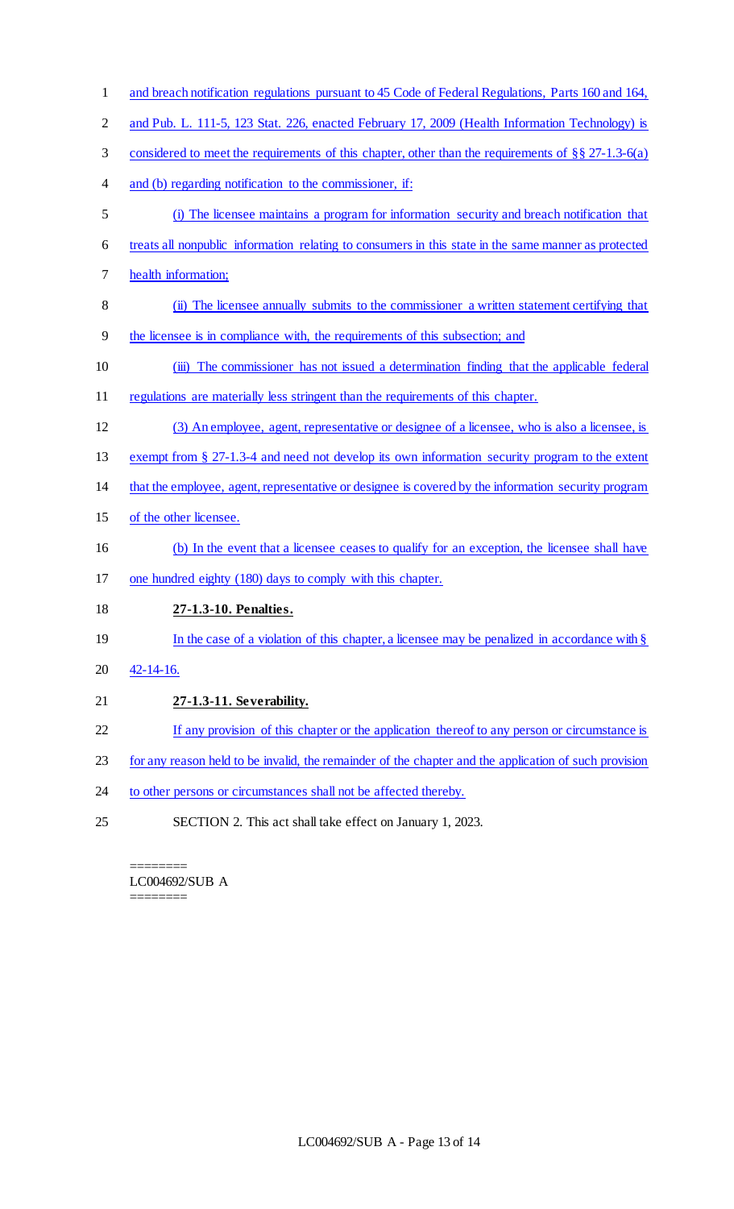and breach notification regulations pursuant to 45 Code of Federal Regulations, Parts 160 and 164, and Pub. L. 111-5, 123 Stat. 226, enacted February 17, 2009 (Health Information Technology) is considered to meet the requirements of this chapter, other than the requirements of §§ 27-1.3-6(a) and (b) regarding notification to the commissioner, if:

(i) The licensee maintains a program for information security and breach notification that treats all nonpublic information relating to consumers in this state in the same manner as protected health information;

(ii) The licensee annually submits to the commissioner a written statement certifying that the licensee is in compliance with, the requirements of this subsection; and

(iii) The commissioner has not issued a determination finding that the applicable federal regulations are materially less stringent than the requirements of this chapter.

(3) An employee, agent, representative or designee of a licensee, who is also a licensee, is exempt from § 27-1.3-4 and need not develop its own information security program to the extent that the employee, agent, representative or designee is covered by the information security program of the other licensee.

(b) In the event that a licensee ceases to qualify for an exception, the licensee shall have one hundred eighty (180) days to comply with this chapter.

**27-1.3-10. Penalties.**

In the case of a violation of this chapter, a licensee may be penalized in accordance with § 42-14-16.

**27-1.3-11. Severability.**

If any provision of this chapter or the application thereof to any person or circumstance is for any reason held to be invalid, the remainder of the chapter and the application of such provision to other persons or circumstances shall not be affected thereby.

SECTION 2. This act shall take effect on January 1, 2023.

========
LC004692/SUB A
========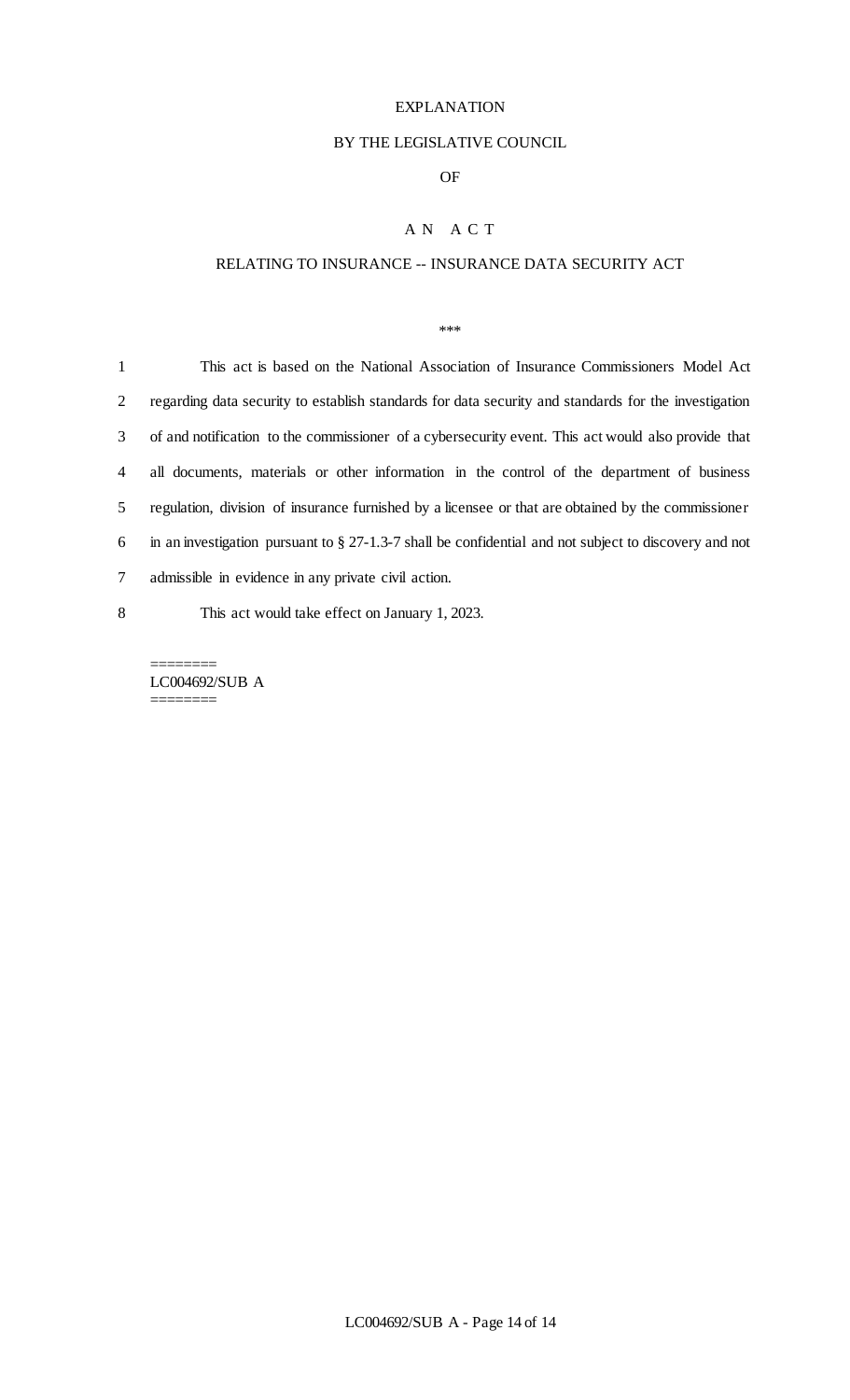EXPLANATION

BY THE LEGISLATIVE COUNCIL

OF

A N A C T

RELATING TO INSURANCE -- INSURANCE DATA SECURITY ACT

\*\*\*

This act is based on the National Association of Insurance Commissioners Model Act regarding data security to establish standards for data security and standards for the investigation of and notification to the commissioner of a cybersecurity event. This act would also provide that all documents, materials or other information in the control of the department of business regulation, division of insurance furnished by a licensee or that are obtained by the commissioner in an investigation pursuant to § 27-1.3-7 shall be confidential and not subject to discovery and not admissible in evidence in any private civil action.

This act would take effect on January 1, 2023.

========
LC004692/SUB A
========